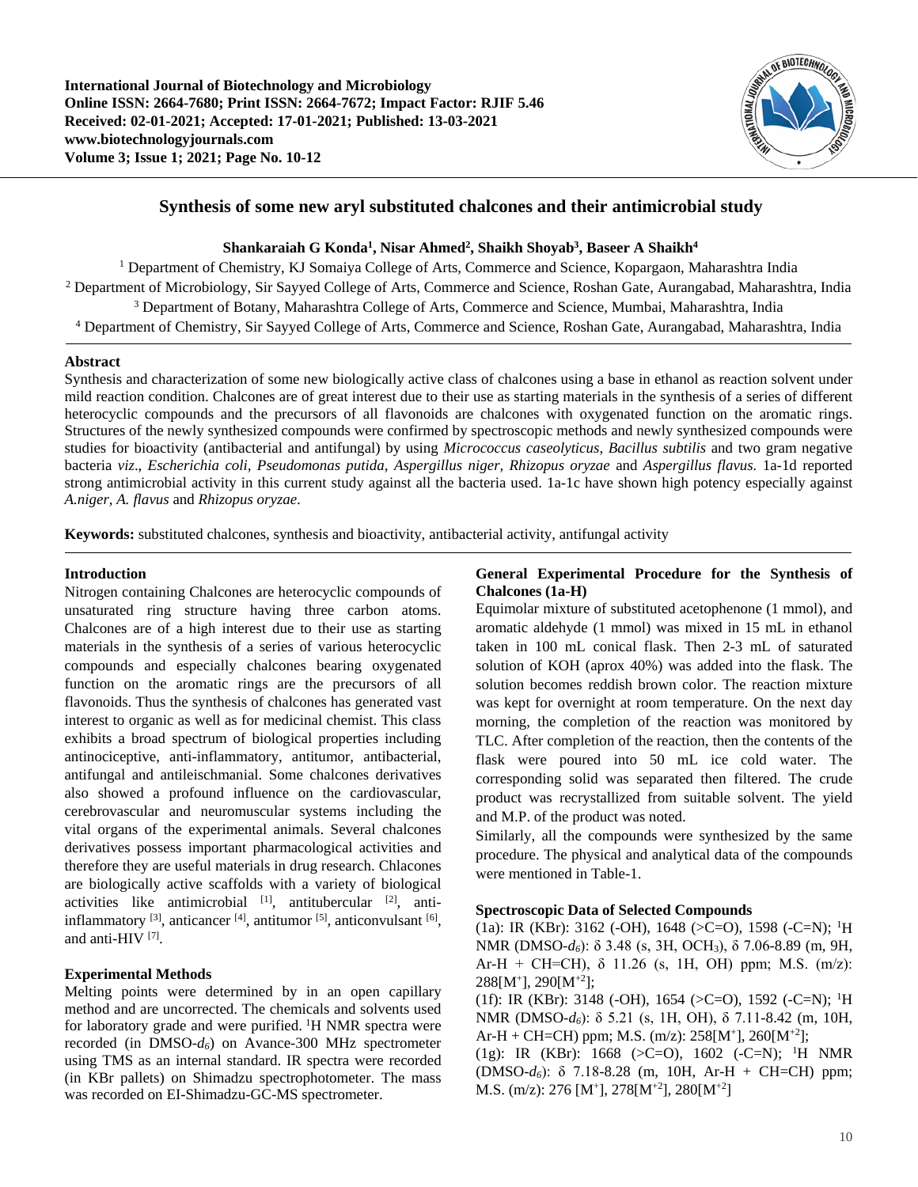International Journal of Biotechnology and Microbiology
Online ISSN: 2664-7680; Print ISSN: 2664-7672; Impact Factor: RJIF 5.46
Received: 02-01-2021; Accepted: 17-01-2021; Published: 13-03-2021
www.biotechnologyjournals.com
Volume 3; Issue 1; 2021; Page No. 10-12

# Synthesis of some new aryl substituted chalcones and their antimicrobial study

**Shankaraiah G Konda[1], Nisar Ahmed[2], Shaikh Shoyab[3], Baseer A Shaikh[4]**

[1] Department of Chemistry, KJ Somaiya College of Arts, Commerce and Science, Kopargaon, Maharashtra India
[2] Department of Microbiology, Sir Sayyed College of Arts, Commerce and Science, Roshan Gate, Aurangabad, Maharashtra, India
[3] Department of Botany, Maharashtra College of Arts, Commerce and Science, Mumbai, Maharashtra, India
[4] Department of Chemistry, Sir Sayyed College of Arts, Commerce and Science, Roshan Gate, Aurangabad, Maharashtra, India

## Abstract

Synthesis and characterization of some new biologically active class of chalcones using a base in ethanol as reaction solvent under mild reaction condition. Chalcones are of great interest due to their use as starting materials in the synthesis of a series of different heterocyclic compounds and the precursors of all flavonoids are chalcones with oxygenated function on the aromatic rings. Structures of the newly synthesized compounds were confirmed by spectroscopic methods and newly synthesized compounds were studies for bioactivity (antibacterial and antifungal) by using *Micrococcus caseolyticus, Bacillus subtilis* and two gram negative bacteria *viz*., *Escherichia coli, Pseudomonas putida, Aspergillus niger, Rhizopus oryzae* and *Aspergillus flavus.* 1a-1d reported strong antimicrobial activity in this current study against all the bacteria used. 1a-1c have shown high potency especially against *A.niger, A. flavus* and *Rhizopus oryzae*.

**Keywords:** substituted chalcones, synthesis and bioactivity, antibacterial activity, antifungal activity

## Introduction

Nitrogen containing Chalcones are heterocyclic compounds of unsaturated ring structure having three carbon atoms. Chalcones are of a high interest due to their use as starting materials in the synthesis of a series of various heterocyclic compounds and especially chalcones bearing oxygenated function on the aromatic rings are the precursors of all flavonoids. Thus the synthesis of chalcones has generated vast interest to organic as well as for medicinal chemist. This class exhibits a broad spectrum of biological properties including antinociceptive, anti-inflammatory, antitumor, antibacterial, antifungal and antileischmanial. Some chalcones derivatives also showed a profound influence on the cardiovascular, cerebrovascular and neuromuscular systems including the vital organs of the experimental animals. Several chalcones derivatives possess important pharmacological activities and therefore they are useful materials in drug research. Chlacones are biologically active scaffolds with a variety of biological activities like antimicrobial [1], antitubercular [2], anti-inflammatory [3], anticancer [4], antitumor [5], anticonvulsant [6], and anti-HIV [7].

## Experimental Methods

Melting points were determined by in an open capillary method and are uncorrected. The chemicals and solvents used for laboratory grade and were purified. $^1$H NMR spectra were recorded (in DMSO-$d_6$) on Avance-300 MHz spectrometer using TMS as an internal standard. IR spectra were recorded (in KBr pallets) on Shimadzu spectrophotometer. The mass was recorded on EI-Shimadzu-GC-MS spectrometer.

### General Experimental Procedure for the Synthesis of Chalcones (1a-H)

Equimolar mixture of substituted acetophenone (1 mmol), and aromatic aldehyde (1 mmol) was mixed in 15 mL in ethanol taken in 100 mL conical flask. Then 2-3 mL of saturated solution of KOH (aprox 40%) was added into the flask. The solution becomes reddish brown color. The reaction mixture was kept for overnight at room temperature. On the next day morning, the completion of the reaction was monitored by TLC. After completion of the reaction, then the contents of the flask were poured into 50 mL ice cold water. The corresponding solid was separated then filtered. The crude product was recrystallized from suitable solvent. The yield and M.P. of the product was noted.

Similarly, all the compounds were synthesized by the same procedure. The physical and analytical data of the compounds were mentioned in Table-1.

### Spectroscopic Data of Selected Compounds

(1a): IR (KBr): 3162 (-OH), 1648 (>C=O), 1598 (-C=N); $^1$H NMR (DMSO-$d_6$): δ 3.48 (s, 3H, $OCH_3$), δ 7.06-8.89 (m, 9H, Ar-H + CH=CH), δ 11.26 (s, 1H, OH) ppm; M.S. (m/z): 288[$M^+$], 290[$M^{+2}$];

(1f): IR (KBr): 3148 (-OH), 1654 (>C=O), 1592 (-C=N); $^1$H NMR (DMSO-$d_6$): δ 5.21 (s, 1H, OH), δ 7.11-8.42 (m, 10H, Ar-H + CH=CH) ppm; M.S. (m/z): 258[$M^+$], 260[$M^{+2}$];

(1g): IR (KBr): 1668 (>C=O), 1602 (-C=N); $^1$H NMR (DMSO-$d_6$): δ 7.18-8.28 (m, 10H, Ar-H + CH=CH) ppm; M.S. (m/z): 276 [$M^+$], 278[$M^{+2}$], 280[$M^{+2}$]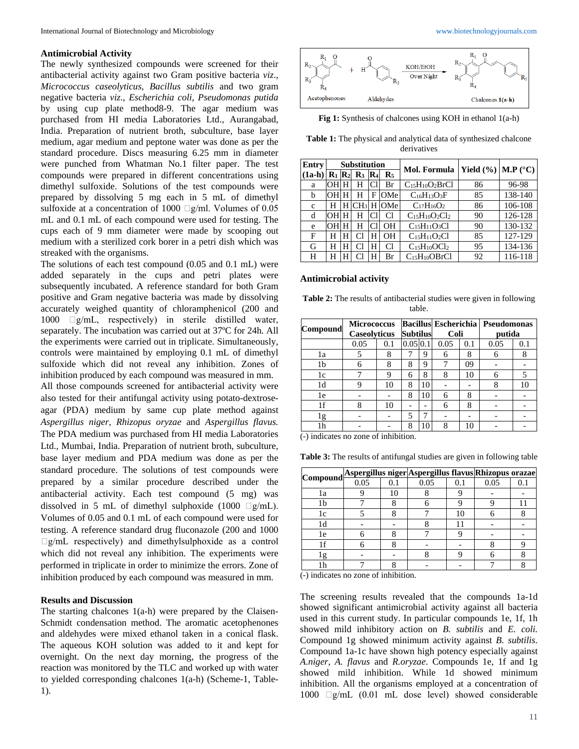## Antimicrobial Activity

The newly synthesized compounds were screened for their antibacterial activity against two Gram positive bacteria *viz*., *Micrococcus caseolyticus, Bacillus subtilis* and two gram negative bacteria *viz*., *Escherichia coli, Pseudomonas putida* by using cup plate method8-9. The agar medium was purchased from HI media Laboratories Ltd., Aurangabad, India. Preparation of nutrient broth, subculture, base layer medium, agar medium and peptone water was done as per the standard procedure. Discs measuring 6.25 mm in diameter were punched from Whatman No.1 filter paper. The test compounds were prepared in different concentrations using dimethyl sulfoxide. Solutions of the test compounds were prepared by dissolving 5 mg each in 5 mL of dimethyl sulfoxide at a concentration of 1000 g/ml. Volumes of 0.05 mL and 0.1 mL of each compound were used for testing. The cups each of 9 mm diameter were made by scooping out medium with a sterilized cork borer in a petri dish which was streaked with the organisms.

The solutions of each test compound (0.05 and 0.1 mL) were added separately in the cups and petri plates were subsequently incubated. A reference standard for both Gram positive and Gram negative bacteria was made by dissolving accurately weighed quantity of chloramphenicol (200 and 1000 g/mL, respectively) in sterile distilled water, separately. The incubation was carried out at 37ºC for 24h. All the experiments were carried out in triplicate. Simultaneously, controls were maintained by employing 0.1 mL of dimethyl sulfoxide which did not reveal any inhibition. Zones of inhibition produced by each compound was measured in mm.

All those compounds screened for antibacterial activity were also tested for their antifungal activity using potato-dextrose-agar (PDA) medium by same cup plate method against *Aspergillus niger, Rhizopus oryzae* and *Aspergillus flavus.* The PDA medium was purchased from HI media Laboratories Ltd., Mumbai, India. Preparation of nutrient broth, subculture, base layer medium and PDA medium was done as per the standard procedure. The solutions of test compounds were prepared by a similar procedure described under the antibacterial activity. Each test compound (5 mg) was dissolved in 5 mL of dimethyl sulphoxide (1000 g/mL). Volumes of 0.05 and 0.1 mL of each compound were used for testing. A reference standard drug fluconazole (200 and 1000 g/mL respectively) and dimethylsulphoxide as a control which did not reveal any inhibition. The experiments were performed in triplicate in order to minimize the errors. Zone of inhibition produced by each compound was measured in mm.

## Results and Discussion

The starting chalcones 1(a-h) were prepared by the Claisen-Schmidt condensation method. The aromatic acetophenones and aldehydes were mixed ethanol taken in a conical flask. The aqueous KOH solution was added to it and kept for overnight. On the next day morning, the progress of the reaction was monitored by the TLC and worked up with water to yielded corresponding chalcones 1(a-h) (Scheme-1, Table-1).

**Fig 1:** Synthesis of chalcones using KOH in ethanol 1(a-h)

**Table 1:** The physical and analytical data of synthesized chalcone derivatives

| Entry (1a-h) | Substitution | | | | | Mol. Formula | Yield (%) | M.P (°C) |
|---|---|---|---|---|---|---|---|---|
| | $R_1$ | $R_2$ | $R_3$ | $R_4$ | $R_5$ | | | |
| a | OH | H | H | Cl | Br | $C_{15}H_{10}O_2BrCl$ | 86 | 96-98 |
| b | OH | H | H | F | OMe | $C_{16}H_{13}O_3F$ | 85 | 138-140 |
| c | H | H | $CH_3$ | H | OMe | $C_{17}H_{16}O_2$ | 86 | 106-108 |
| d | OH | H | H | Cl | Cl | $C_{15}H_{10}O_2Cl_2$ | 90 | 126-128 |
| e | OH | H | H | Cl | OH | $C_{15}H_{11}O_3Cl$ | 90 | 130-132 |
| F | H | H | Cl | H | OH | $C_{15}H_{11}O_2Cl$ | 85 | 127-129 |
| G | H | H | Cl | H | Cl | $C_{15}H_{10}OCl_2$ | 95 | 134-136 |
| H | H | H | Cl | H | Br | $C_{15}H_{10}OBrCl$ | 92 | 116-118 |

## Antimicrobial activity

**Table 2:** The results of antibacterial studies were given in following table.

| Compound | Micrococcus Caseolyticus | | Bacillus Subtilus | | Escherichia Coli | | Pseudomonas putida | |
|---|---|---|---|---|---|---|---|---|
| | 0.05 | 0.1 | 0.05 | 0.1 | 0.05 | 0.1 | 0.05 | 0.1 |
| 1a | 5 | 8 | 7 | 9 | 6 | 8 | 6 | 8 |
| 1b | 6 | 8 | 8 | 9 | 7 | 09 | - | - |
| 1c | 7 | 9 | 6 | 8 | 8 | 10 | 6 | 5 |
| 1d | 9 | 10 | 8 | 10 | - | - | 8 | 10 |
| 1e | - | - | 8 | 10 | 6 | 8 | - | - |
| 1f | 8 | 10 | - | - | 6 | 8 | - | - |
| 1g | - | - | 5 | 7 | - | - | - | - |
| 1h | - | - | 8 | 10 | 8 | 10 | - | - |

(-) indicates no zone of inhibition.

**Table 3:** The results of antifungal studies are given in following table

| Compound | Aspergillus niger | | Aspergillus flavus | | Rhizopus orazae | |
|---|---|---|---|---|---|---|
| | 0.05 | 0.1 | 0.05 | 0.1 | 0.05 | 0.1 |
| 1a | 9 | 10 | 8 | 9 | - | - |
| 1b | 7 | 8 | 6 | 9 | 9 | 11 |
| 1c | 5 | 8 | 7 | 10 | 6 | 8 |
| 1d | - | - | 8 | 11 | - | - |
| 1e | 6 | 8 | 7 | 9 | - | - |
| 1f | 6 | 8 | - | - | 8 | 9 |
| 1g | - | - | 8 | 9 | 6 | 8 |
| 1h | 7 | 8 | - | - | 7 | 8 |

(-) indicates no zone of inhibition.

The screening results revealed that the compounds 1a-1d showed significant antimicrobial activity against all bacteria used in this current study. In particular compounds 1e, 1f, 1h showed mild inhibitory action on *B. subtilis* and *E. coli.* Compound 1g showed minimum activity against *B. subtilis*. Compound 1a-1c have shown high potency especially against *A.niger, A. flavus* and *R.oryzae*. Compounds 1e, 1f and 1g showed mild inhibition. While 1d showed minimum inhibition. All the organisms employed at a concentration of 1000 g/mL (0.01 mL dose level) showed considerable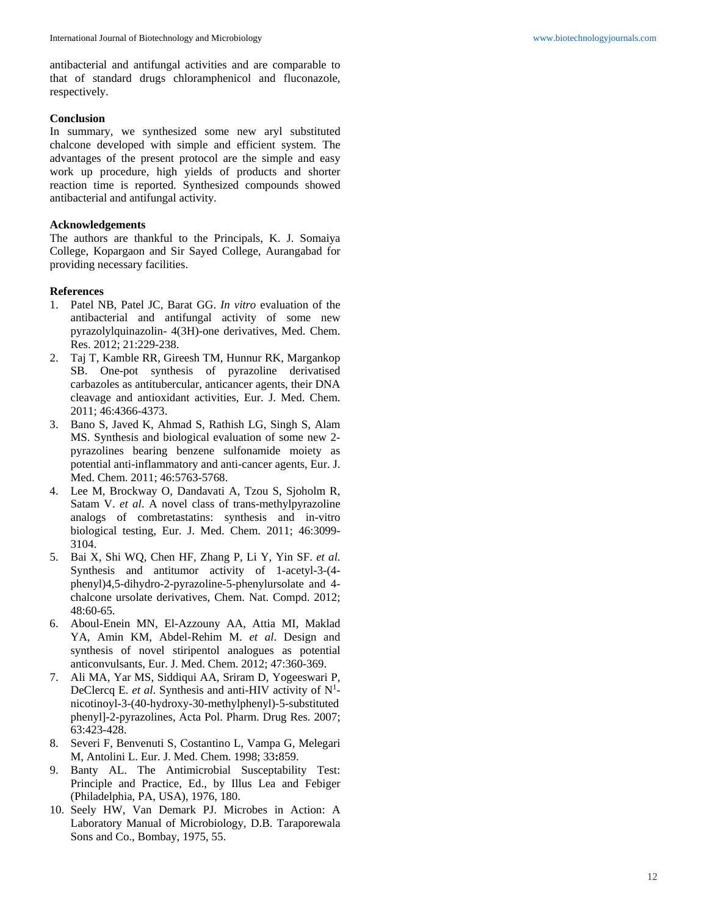antibacterial and antifungal activities and are comparable to that of standard drugs chloramphenicol and fluconazole, respectively.

**Conclusion**

In summary, we synthesized some new aryl substituted chalcone developed with simple and efficient system. The advantages of the present protocol are the simple and easy work up procedure, high yields of products and shorter reaction time is reported. Synthesized compounds showed antibacterial and antifungal activity.

**Acknowledgements**

The authors are thankful to the Principals, K. J. Somaiya College, Kopargaon and Sir Sayed College, Aurangabad for providing necessary facilities.

**References**

1. Patel NB, Patel JC, Barat GG. *In vitro* evaluation of the antibacterial and antifungal activity of some new pyrazolylquinazolin- 4(3H)-one derivatives, Med. Chem. Res. 2012; 21:229-238.
2. Taj T, Kamble RR, Gireesh TM, Hunnur RK, Margankop SB. One-pot synthesis of pyrazoline derivatised carbazoles as antitubercular, anticancer agents, their DNA cleavage and antioxidant activities, Eur. J. Med. Chem. 2011; 46:4366-4373.
3. Bano S, Javed K, Ahmad S, Rathish LG, Singh S, Alam MS. Synthesis and biological evaluation of some new 2-pyrazolines bearing benzene sulfonamide moiety as potential anti-inflammatory and anti-cancer agents, Eur. J. Med. Chem. 2011; 46:5763-5768.
4. Lee M, Brockway O, Dandavati A, Tzou S, Sjoholm R, Satam V. *et al*. A novel class of trans-methylpyrazoline analogs of combretastatins: synthesis and in-vitro biological testing, Eur. J. Med. Chem. 2011; 46:3099-3104.
5. Bai X, Shi WQ, Chen HF, Zhang P, Li Y, Yin SF. *et al.* Synthesis and antitumor activity of 1-acetyl-3-(4-phenyl)4,5-dihydro-2-pyrazoline-5-phenylursolate and 4-chalcone ursolate derivatives, Chem. Nat. Compd. 2012; 48:60-65.
6. Aboul-Enein MN, El-Azzouny AA, Attia MI, Maklad YA, Amin KM, Abdel-Rehim M. *et al*. Design and synthesis of novel stiripentol analogues as potential anticonvulsants, Eur. J. Med. Chem. 2012; 47:360-369.
7. Ali MA, Yar MS, Siddiqui AA, Sriram D, Yogeeswari P, DeClercq E. *et al*. Synthesis and anti-HIV activity of $N^1$-nicotinoyl-3-(40-hydroxy-30-methylphenyl)-5-substituted phenyl]-2-pyrazolines, Acta Pol. Pharm. Drug Res. 2007; 63:423-428.
8. Severi F, Benvenuti S, Costantino L, Vampa G, Melegari M, Antolini L. Eur. J. Med. Chem. 1998; 33**:**859.
9. Banty AL. The Antimicrobial Susceptability Test: Principle and Practice, Ed., by Illus Lea and Febiger (Philadelphia, PA, USA), 1976, 180.
10. Seely HW, Van Demark PJ. Microbes in Action: A Laboratory Manual of Microbiology, D.B. Taraporewala Sons and Co., Bombay, 1975, 55.